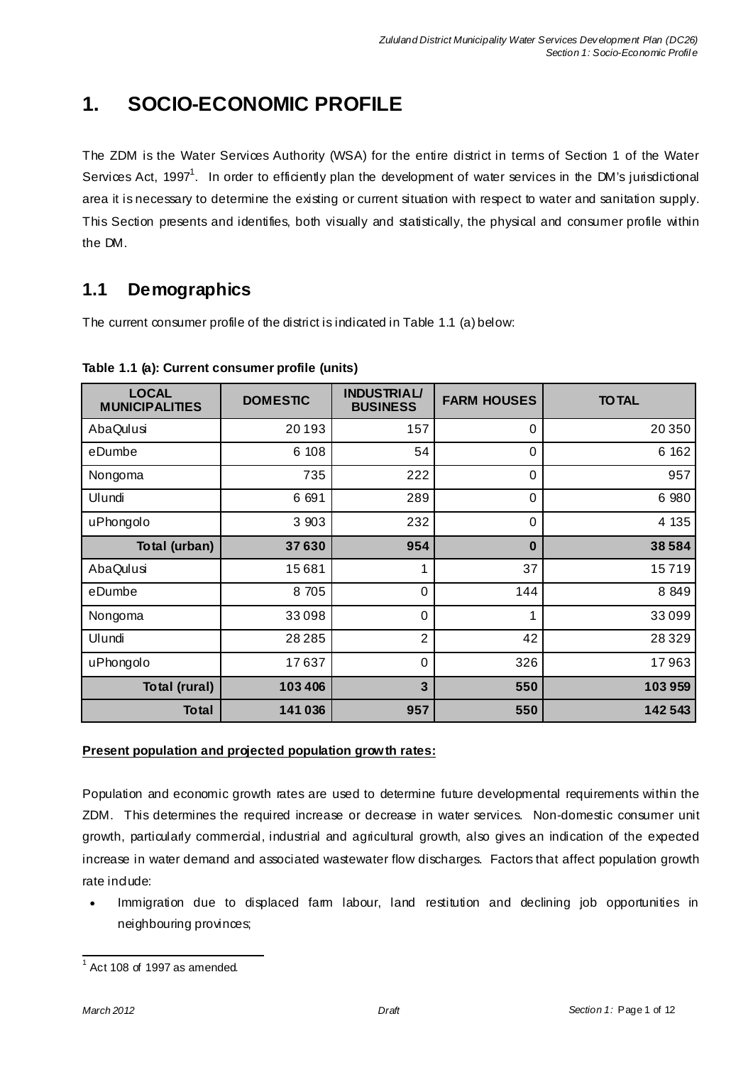# 1. SOCIO-ECONOMIC PROFILE

The ZDM is the Water Services Authority (WSA) for the entire district in terms of Section 1 of the Water Services Act, 1997[1]. In order to efficiently plan the development of water services in the DM's jurisdictional area it is necessary to determine the existing or current situation with respect to water and sanitation supply. This Section presents and identifies, both visually and statistically, the physical and consumer profile within the DM.

## 1.1 Demographics

The current consumer profile of the district is indicated in Table 1.1 (a) below:

**Table 1.1 (a): Current consumer profile (units)**

| LOCAL MUNICIPALITIES | DOMESTIC | INDUSTRIAL/ BUSINESS | FARM HOUSES | TOTAL |
|---|---|---|---|---|
| AbaQulusi | 20 193 | 157 | 0 | 20 350 |
| eDumbe | 6 108 | 54 | 0 | 6 162 |
| Nongoma | 735 | 222 | 0 | 957 |
| Ulundi | 6 691 | 289 | 0 | 6 980 |
| uPhongolo | 3 903 | 232 | 0 | 4 135 |
| **Total (urban)** | **37 630** | **954** | **0** | **38 584** |
| AbaQulusi | 15 681 | 1 | 37 | 15 719 |
| eDumbe | 8 705 | 0 | 144 | 8 849 |
| Nongoma | 33 098 | 0 | 1 | 33 099 |
| Ulundi | 28 285 | 2 | 42 | 28 329 |
| uPhongolo | 17 637 | 0 | 326 | 17 963 |
| **Total (rural)** | **103 406** | **3** | **550** | **103 959** |
| **Total** | **141 036** | **957** | **550** | **142 543** |

**Present population and projected population growth rates:**

Population and economic growth rates are used to determine future developmental requirements within the ZDM. This determines the required increase or decrease in water services. Non-domestic consumer unit growth, particularly commercial, industrial and agricultural growth, also gives an indication of the expected increase in water demand and associated wastewater flow discharges. Factors that affect population growth rate include:

- Immigration due to displaced farm labour, land restitution and declining job opportunities in neighbouring provinces;

[1] Act 108 of 1997 as amended.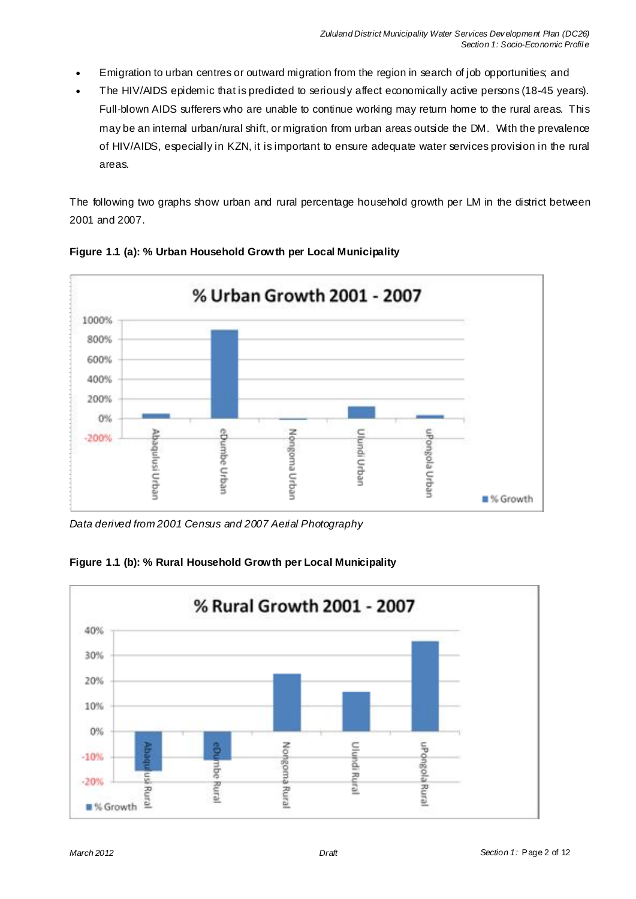- Emigration to urban centres or outward migration from the region in search of job opportunities; and
- The HIV/AIDS epidemic that is predicted to seriously affect economically active persons (18-45 years). Full-blown AIDS sufferers who are unable to continue working may return home to the rural areas. This may be an internal urban/rural shift, or migration from urban areas outside the DM. With the prevalence of HIV/AIDS, especially in KZN, it is important to ensure adequate water services provision in the rural areas.

The following two graphs show urban and rural percentage household growth per LM in the district between 2001 and 2007.

**Figure 1.1 (a): % Urban Household Growth per Local Municipality**

*Data derived from 2001 Census and 2007 Aerial Photography*

**Figure 1.1 (b): % Rural Household Growth per Local Municipality**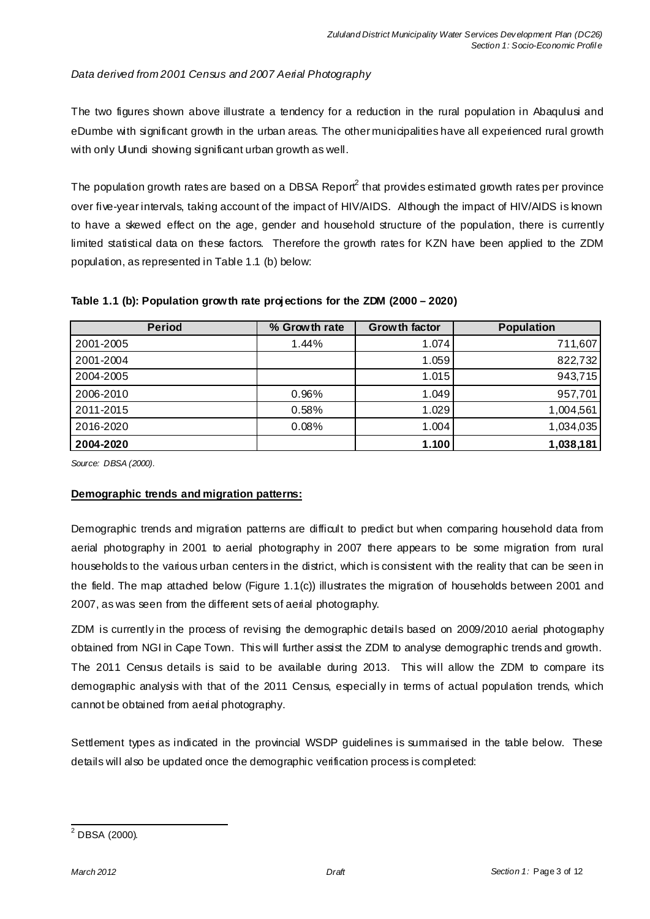*Data derived from 2001 Census and 2007 Aerial Photography*

The two figures shown above illustrate a tendency for a reduction in the rural population in Abaqulusi and eDumbe with significant growth in the urban areas. The other municipalities have all experienced rural growth with only Ulundi showing significant urban growth as well.

The population growth rates are based on a DBSA Report[2] that provides estimated growth rates per province over five-year intervals, taking account of the impact of HIV/AIDS. Although the impact of HIV/AIDS is known to have a skewed effect on the age, gender and household structure of the population, there is currently limited statistical data on these factors. Therefore the growth rates for KZN have been applied to the ZDM population, as represented in Table 1.1 (b) below:

**Table 1.1 (b): Population growth rate projections for the ZDM (2000 – 2020)**

| Period | % Growth rate | Growth factor | Population |
|---|---|---|---|
| 2001-2005 | 1.44% | 1.074 | 711,607 |
| 2001-2004 | | 1.059 | 822,732 |
| 2004-2005 | | 1.015 | 943,715 |
| 2006-2010 | 0.96% | 1.049 | 957,701 |
| 2011-2015 | 0.58% | 1.029 | 1,004,561 |
| 2016-2020 | 0.08% | 1.004 | 1,034,035 |
| **2004-2020** | | **1.100** | **1,038,181** |

*Source: DBSA (2000).*

**Demographic trends and migration patterns:**

Demographic trends and migration patterns are difficult to predict but when comparing household data from aerial photography in 2001 to aerial photography in 2007 there appears to be some migration from rural households to the various urban centers in the district, which is consistent with the reality that can be seen in the field. The map attached below (Figure 1.1(c)) illustrates the migration of households between 2001 and 2007, as was seen from the different sets of aerial photography.

ZDM is currently in the process of revising the demographic details based on 2009/2010 aerial photography obtained from NGI in Cape Town. This will further assist the ZDM to analyse demographic trends and growth. The 2011 Census details is said to be available during 2013. This will allow the ZDM to compare its demographic analysis with that of the 2011 Census, especially in terms of actual population trends, which cannot be obtained from aerial photography.

Settlement types as indicated in the provincial WSDP guidelines is summarised in the table below. These details will also be updated once the demographic verification process is completed:

[2] DBSA (2000).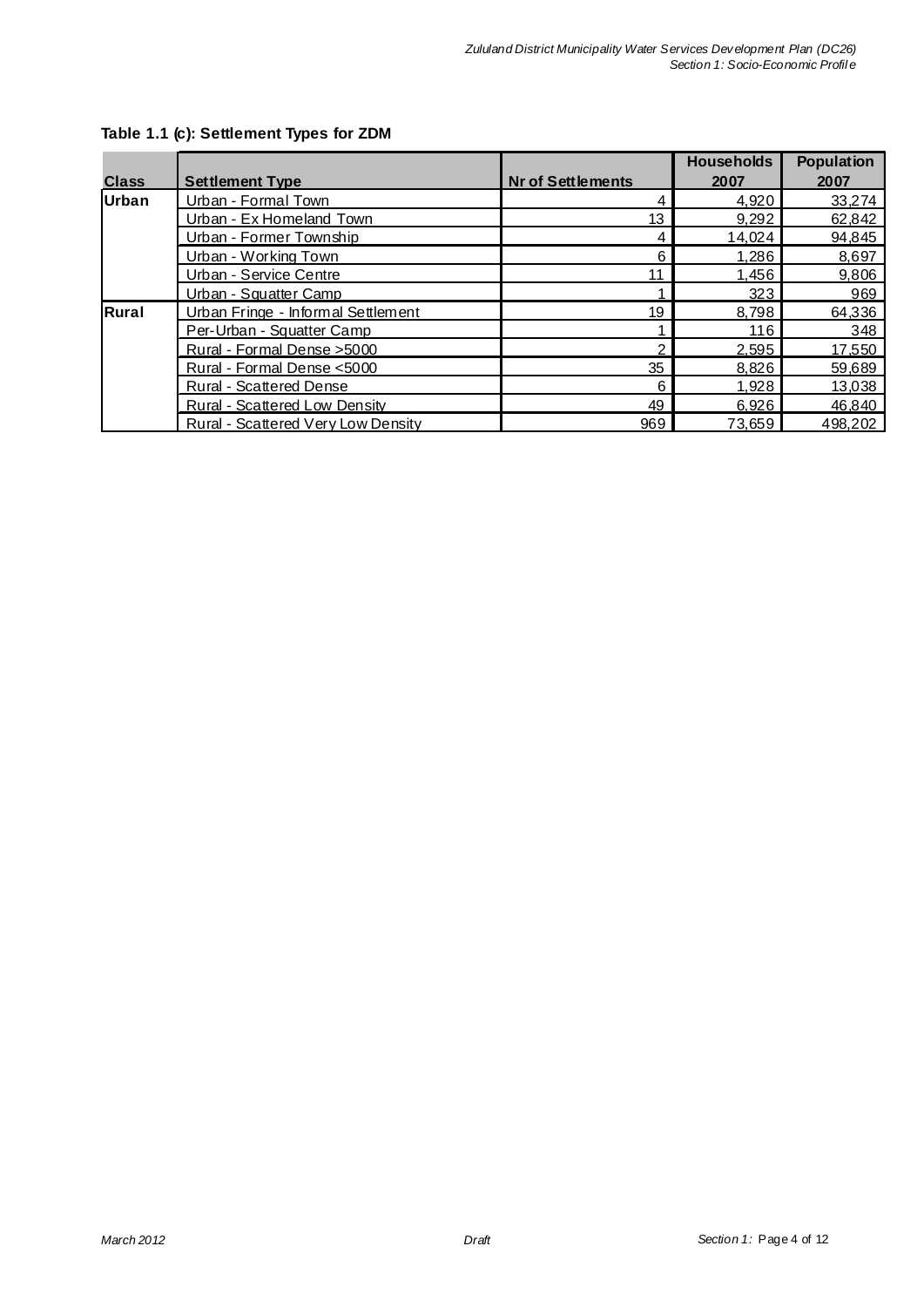**Table 1.1 (c): Settlement Types for ZDM**

| Class | Settlement Type | Nr of Settlements | Households 2007 | Population 2007 |
|---|---|---|---|---|
| Urban | Urban - Formal Town | 4 | 4,920 | 33,274 |
| | Urban - Ex Homeland Town | 13 | 9,292 | 62,842 |
| | Urban - Former Township | 4 | 14,024 | 94,845 |
| | Urban - Working Town | 6 | 1,286 | 8,697 |
| | Urban - Service Centre | 11 | 1,456 | 9,806 |
| | Urban - Squatter Camp | 1 | 323 | 969 |
| Rural | Urban Fringe - Informal Settlement | 19 | 8,798 | 64,336 |
| | Per-Urban - Squatter Camp | 1 | 116 | 348 |
| | Rural - Formal Dense >5000 | 2 | 2,595 | 17,550 |
| | Rural - Formal Dense <5000 | 35 | 8,826 | 59,689 |
| | Rural - Scattered Dense | 6 | 1,928 | 13,038 |
| | Rural - Scattered Low Density | 49 | 6,926 | 46,840 |
| | Rural - Scattered Very Low Density | 969 | 73,659 | 498,202 |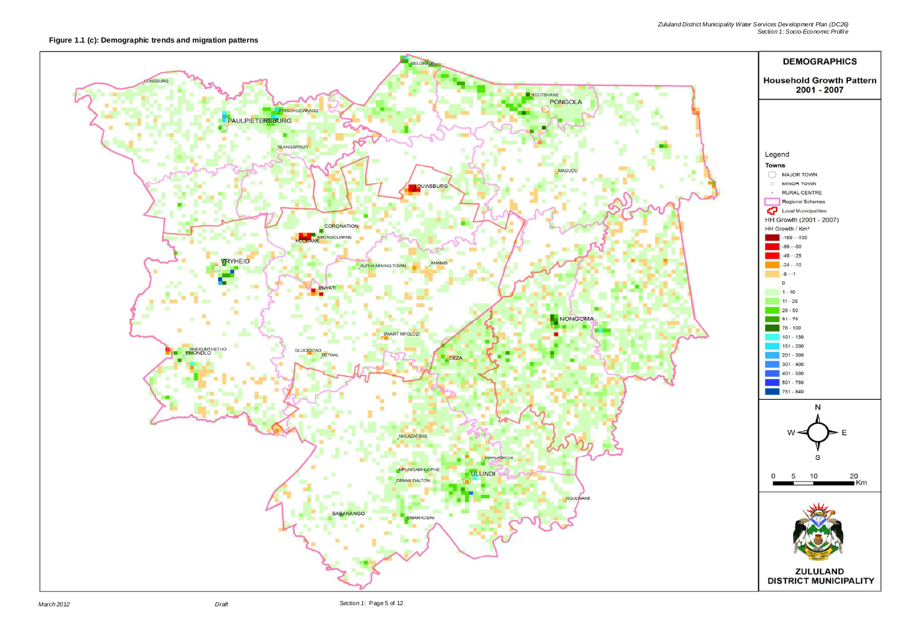**Figure 1.1 (c): Demographic trends and migration patterns**

**DEMOGRAPHICS**

**Household Growth Pattern 2001 - 2007**

Legend

**Towns**

- MAJOR TOWN
- MINOR TOWN
- RURAL CENTRE
- Regional Schemes
- Local Municipalities

HH Growth (2001 - 2007)

HH Growth / Km²

- -169 - -100
- -99 - -50
- -49 - -25
- -24 - -10
- -9 - -1
- 0
- 1 - 10
- 11 - 25
- 26 - 50
- 51 - 75
- 76 - 100
- 101 - 150
- 151 - 200
- 201 - 300
- 301 - 400
- 401 - 500
- 501 - 750
- 751 - 840

0 5 10 20 Km

**ZULULAND DISTRICT MUNICIPALITY**

LUNEBURG, BELGRADE, NCOTSHANE, PONGOLA, FRISCHGEWAAGD, PAULPIETERSBURG, SLANGSPRUIT, MAGUDU, LOUWSBURG, CORONATION, HLOBANE, NKONGOLWANE, VRYHEID, ALPHA MINING TOWN, KHAMBI, ENYATI, NONGOMA, SWART MFOLOZI, BHEKUMTHETHO, EMONDLO, GLUCKSTAD, BETHAL, CEZA, NHLAZATSHE, MAHLABATINI, MPUNGAMHLOPHE, ULUNDI, DENNY DALTON, NQULWANE, BABANANGO, EMAKHOSINI

March 2012 Draft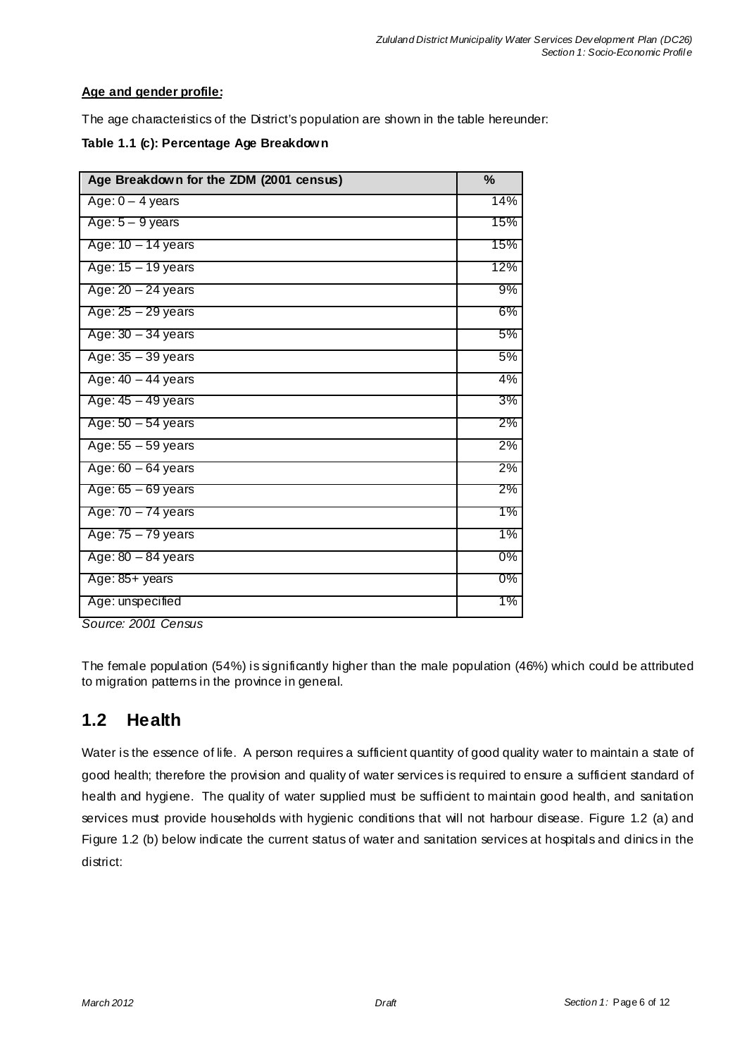**Age and gender profile:**

The age characteristics of the District's population are shown in the table hereunder:

**Table 1.1 (c): Percentage Age Breakdown**

| Age Breakdown for the ZDM (2001 census) | % |
|---|---|
| Age: 0 – 4 years | 14% |
| Age: 5 – 9 years | 15% |
| Age: 10 – 14 years | 15% |
| Age: 15 – 19 years | 12% |
| Age: 20 – 24 years | 9% |
| Age: 25 – 29 years | 6% |
| Age: 30 – 34 years | 5% |
| Age: 35 – 39 years | 5% |
| Age: 40 – 44 years | 4% |
| Age: 45 – 49 years | 3% |
| Age: 50 – 54 years | 2% |
| Age: 55 – 59 years | 2% |
| Age: 60 – 64 years | 2% |
| Age: 65 – 69 years | 2% |
| Age: 70 – 74 years | 1% |
| Age: 75 – 79 years | 1% |
| Age: 80 – 84 years | 0% |
| Age: 85+ years | 0% |
| Age: unspecified | 1% |

*Source: 2001 Census*

The female population (54%) is significantly higher than the male population (46%) which could be attributed to migration patterns in the province in general.

## 1.2 Health

Water is the essence of life. A person requires a sufficient quantity of good quality water to maintain a state of good health; therefore the provision and quality of water services is required to ensure a sufficient standard of health and hygiene. The quality of water supplied must be sufficient to maintain good health, and sanitation services must provide households with hygienic conditions that will not harbour disease. Figure 1.2 (a) and Figure 1.2 (b) below indicate the current status of water and sanitation services at hospitals and clinics in the district: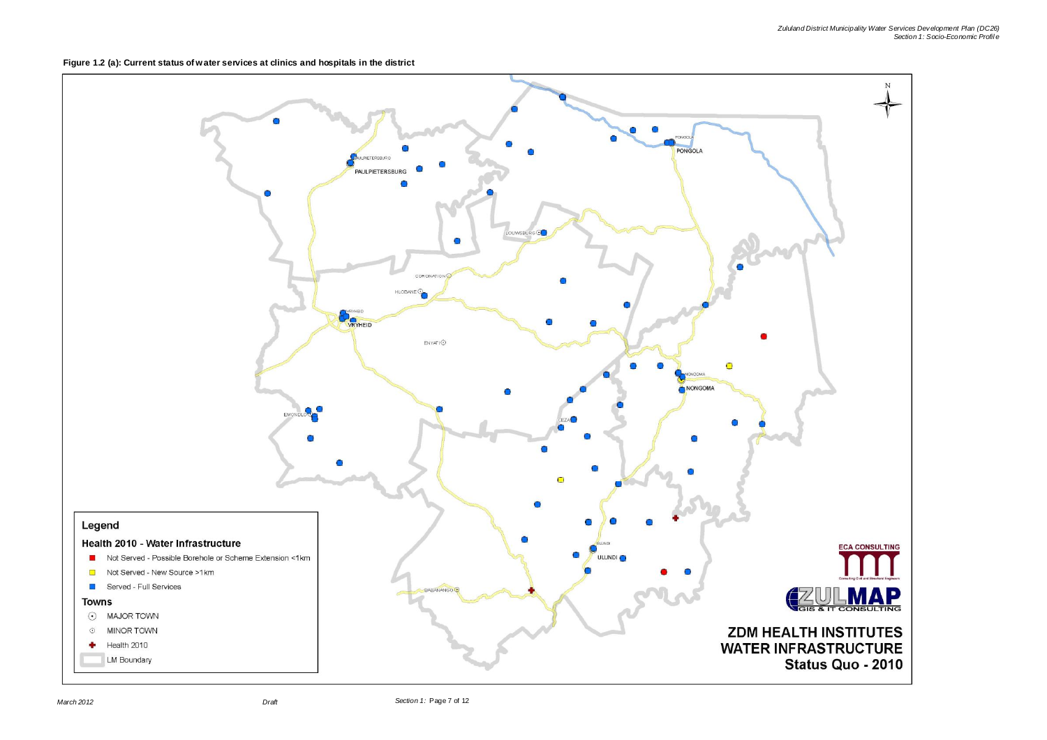**Figure 1.2 (a): Current status of water services at clinics and hospitals in the district**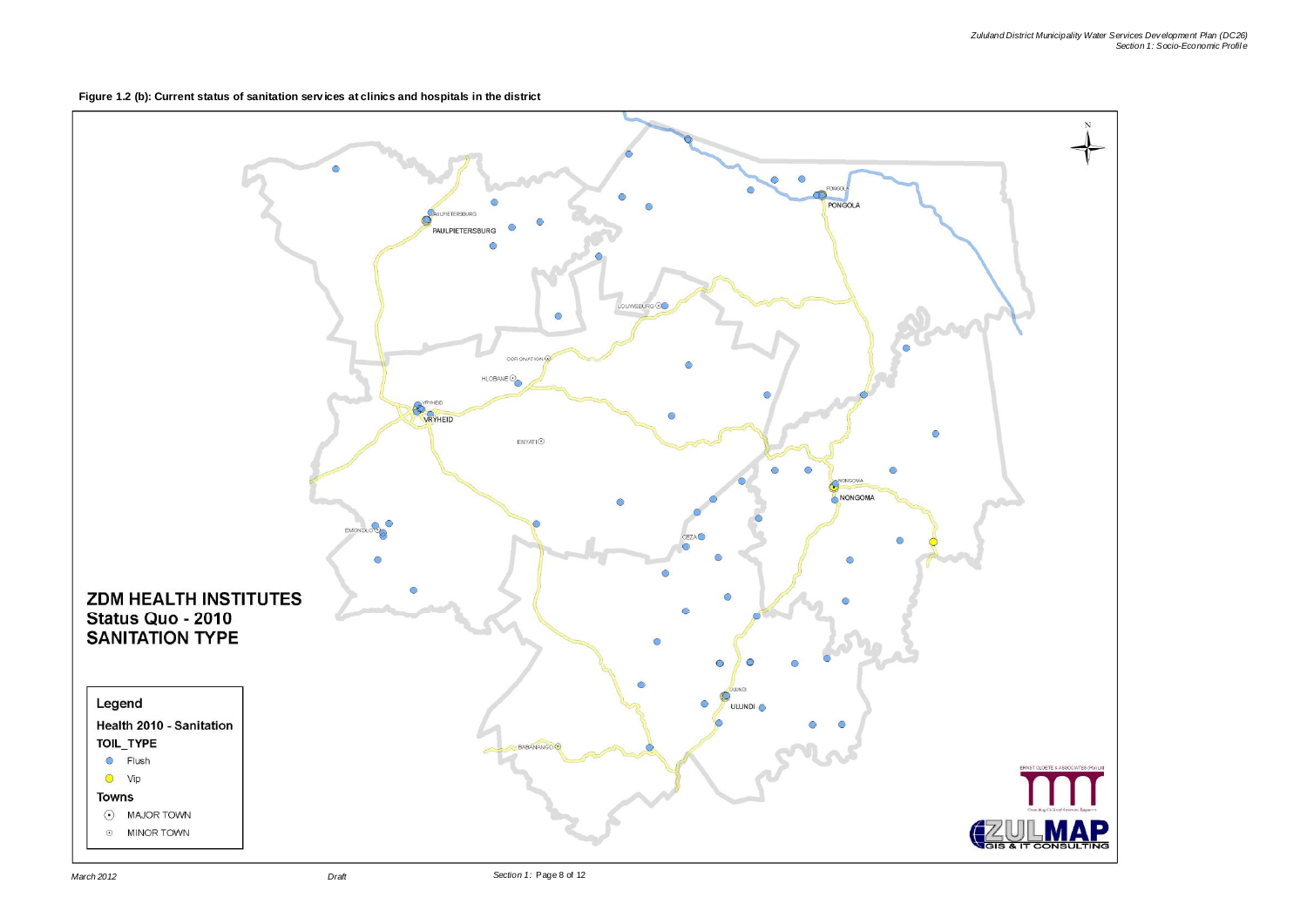**Figure 1.2 (b): Current status of sanitation services at clinics and hospitals in the district**

ZDM HEALTH INSTITUTES
Status Quo - 2010
SANITATION TYPE

Legend
Health 2010 - Sanitation
TOIL_TYPE
- Flush
- Vip

Towns
- MAJOR TOWN
- MINOR TOWN

PAULPIETERSBURG, PONGOLA, LOUWSBURG, CORONATION, HLOBANE, VRYHEID, ENYATI, NONGOMA, EMONDLO, CEZA, ULUNDI, BABANANGO

ERNST CLOETE & ASSOCIATES (Pty) Ltd

ZULMAP GIS & IT CONSULTING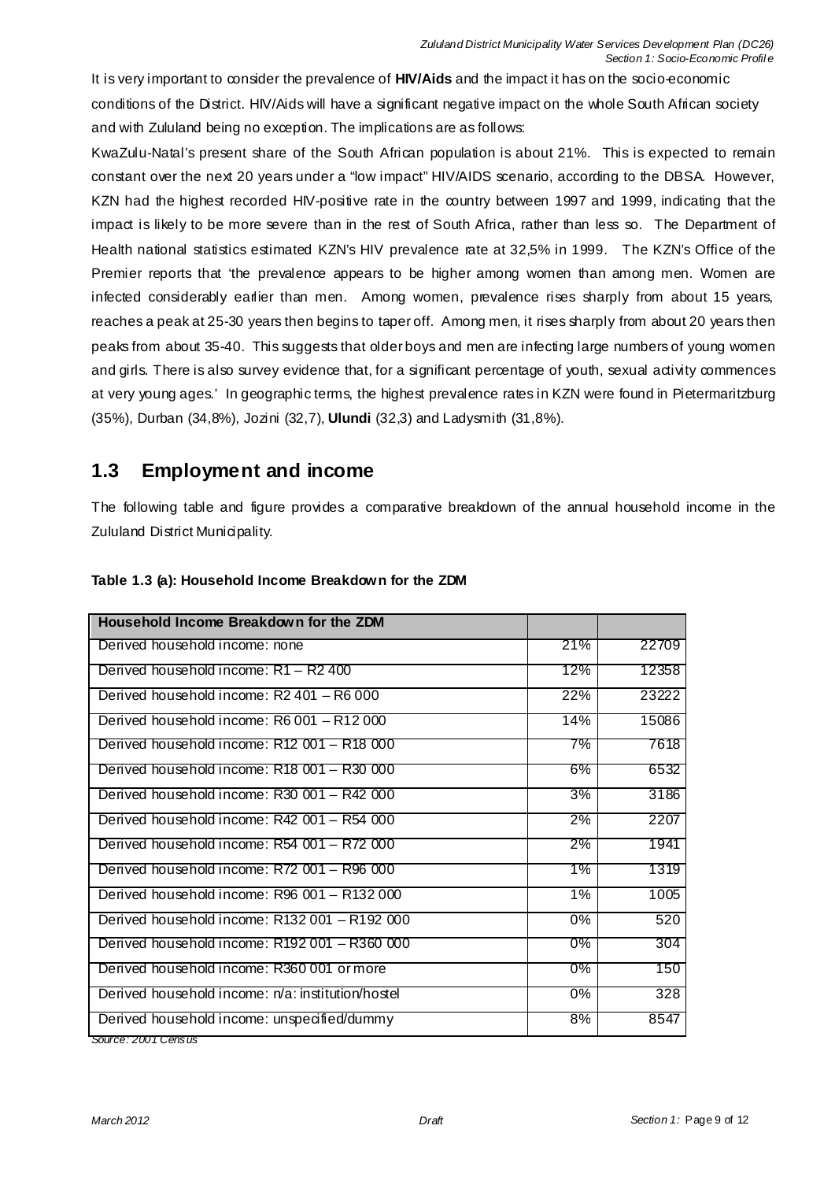It is very important to consider the prevalence of **HIV/Aids** and the impact it has on the socio-economic conditions of the District. HIV/Aids will have a significant negative impact on the whole South African society and with Zululand being no exception. The implications are as follows:

KwaZulu-Natal's present share of the South African population is about 21%. This is expected to remain constant over the next 20 years under a "low impact" HIV/AIDS scenario, according to the DBSA. However, KZN had the highest recorded HIV-positive rate in the country between 1997 and 1999, indicating that the impact is likely to be more severe than in the rest of South Africa, rather than less so. The Department of Health national statistics estimated KZN's HIV prevalence rate at 32,5% in 1999. The KZN's Office of the Premier reports that 'the prevalence appears to be higher among women than among men. Women are infected considerably earlier than men. Among women, prevalence rises sharply from about 15 years, reaches a peak at 25-30 years then begins to taper off. Among men, it rises sharply from about 20 years then peaks from about 35-40. This suggests that older boys and men are infecting large numbers of young women and girls. There is also survey evidence that, for a significant percentage of youth, sexual activity commences at very young ages.' In geographic terms, the highest prevalence rates in KZN were found in Pietermaritzburg (35%), Durban (34,8%), Jozini (32,7), **Ulundi** (32,3) and Ladysmith (31,8%).

## 1.3 Employment and income

The following table and figure provides a comparative breakdown of the annual household income in the Zululand District Municipality.

**Table 1.3 (a): Household Income Breakdown for the ZDM**

| Household Income Breakdown for the ZDM | | |
|---|---|---|
| Derived household income: none | 21% | 22709 |
| Derived household income: R1 – R2 400 | 12% | 12358 |
| Derived household income: R2 401 – R6 000 | 22% | 23222 |
| Derived household income: R6 001 – R12 000 | 14% | 15086 |
| Derived household income: R12 001 – R18 000 | 7% | 7618 |
| Derived household income: R18 001 – R30 000 | 6% | 6532 |
| Derived household income: R30 001 – R42 000 | 3% | 3186 |
| Derived household income: R42 001 – R54 000 | 2% | 2207 |
| Derived household income: R54 001 – R72 000 | 2% | 1941 |
| Derived household income: R72 001 – R96 000 | 1% | 1319 |
| Derived household income: R96 001 – R132 000 | 1% | 1005 |
| Derived household income: R132 001 – R192 000 | 0% | 520 |
| Derived household income: R192 001 – R360 000 | 0% | 304 |
| Derived household income: R360 001 or more | 0% | 150 |
| Derived household income: n/a: institution/hostel | 0% | 328 |
| Derived household income: unspecified/dummy | 8% | 8547 |

*Source: 2001 Census*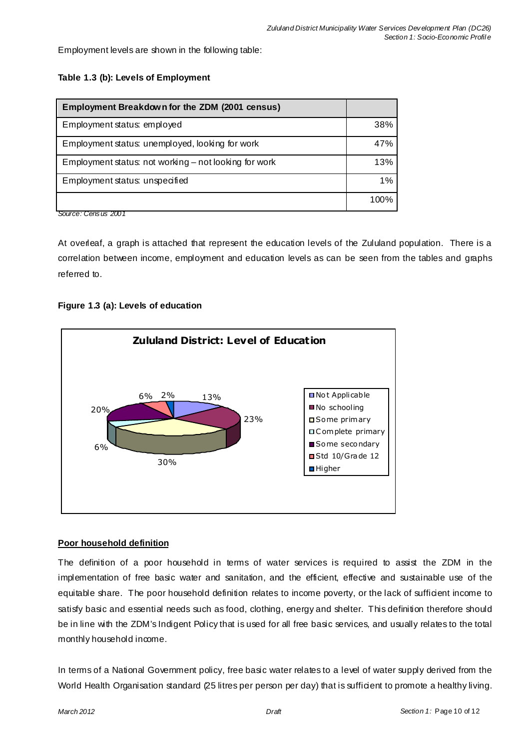Employment levels are shown in the following table:

**Table 1.3 (b): Levels of Employment**

| Employment Breakdown for the ZDM (2001 census) | |
|---|---|
| Employment status: employed | 38% |
| Employment status: unemployed, looking for work | 47% |
| Employment status: not working – not looking for work | 13% |
| Employment status: unspecified | 1% |
| | 100% |

*Source: Census 2001*

At overleaf, a graph is attached that represent the education levels of the Zululand population. There is a correlation between income, employment and education levels as can be seen from the tables and graphs referred to.

**Figure 1.3 (a): Levels of education**

## Poor household definition

The definition of a poor household in terms of water services is required to assist the ZDM in the implementation of free basic water and sanitation, and the efficient, effective and sustainable use of the equitable share. The poor household definition relates to income poverty, or the lack of sufficient income to satisfy basic and essential needs such as food, clothing, energy and shelter. This definition therefore should be in line with the ZDM's Indigent Policy that is used for all free basic services, and usually relates to the total monthly household income.

In terms of a National Government policy, free basic water relates to a level of water supply derived from the World Health Organisation standard (25 litres per person per day) that is sufficient to promote a healthy living.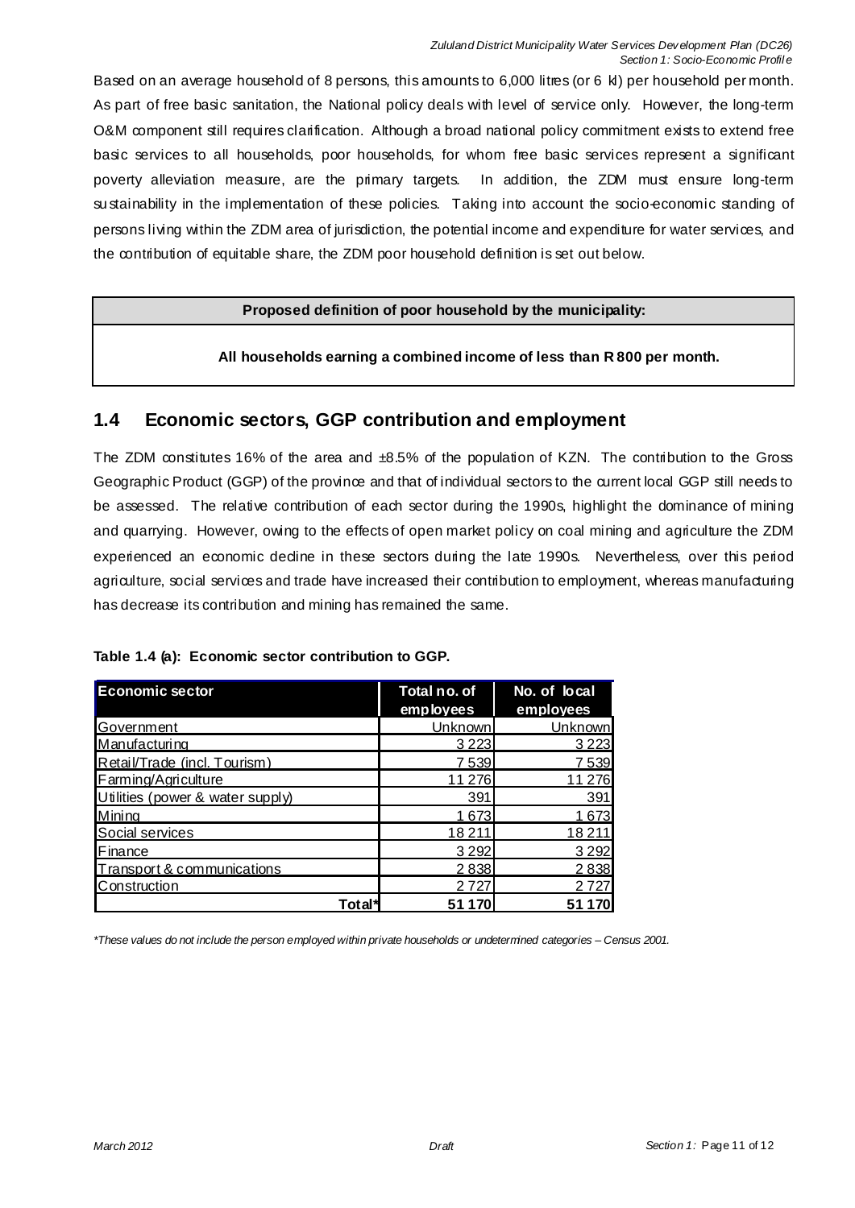Based on an average household of 8 persons, this amounts to 6,000 litres (or 6 kl) per household per month. As part of free basic sanitation, the National policy deals with level of service only. However, the long-term O&M component still requires clarification. Although a broad national policy commitment exists to extend free basic services to all households, poor households, for whom free basic services represent a significant poverty alleviation measure, are the primary targets. In addition, the ZDM must ensure long-term sustainability in the implementation of these policies. Taking into account the socio-economic standing of persons living within the ZDM area of jurisdiction, the potential income and expenditure for water services, and the contribution of equitable share, the ZDM poor household definition is set out below.

| **Proposed definition of poor household by the municipality:** |
|---|
| **All households earning a combined income of less than R 800 per month.** |

## 1.4 Economic sectors, GGP contribution and employment

The ZDM constitutes 16% of the area and ±8.5% of the population of KZN. The contribution to the Gross Geographic Product (GGP) of the province and that of individual sectors to the current local GGP still needs to be assessed. The relative contribution of each sector during the 1990s, highlight the dominance of mining and quarrying. However, owing to the effects of open market policy on coal mining and agriculture the ZDM experienced an economic decline in these sectors during the late 1990s. Nevertheless, over this period agriculture, social services and trade have increased their contribution to employment, whereas manufacturing has decrease its contribution and mining has remained the same.

**Table 1.4 (a): Economic sector contribution to GGP.**

| Economic sector | Total no. of employees | No. of local employees |
|---|---|---|
| Government | Unknown | Unknown |
| Manufacturing | 3 223 | 3 223 |
| Retail/Trade (incl. Tourism) | 7 539 | 7 539 |
| Farming/Agriculture | 11 276 | 11 276 |
| Utilities (power & water supply) | 391 | 391 |
| Mining | 1 673 | 1 673 |
| Social services | 18 211 | 18 211 |
| Finance | 3 292 | 3 292 |
| Transport & communications | 2 838 | 2 838 |
| Construction | 2 727 | 2 727 |
| **Total*** | **51 170** | **51 170** |

*\*These values do not include the person employed within private households or undetermined categories – Census 2001.*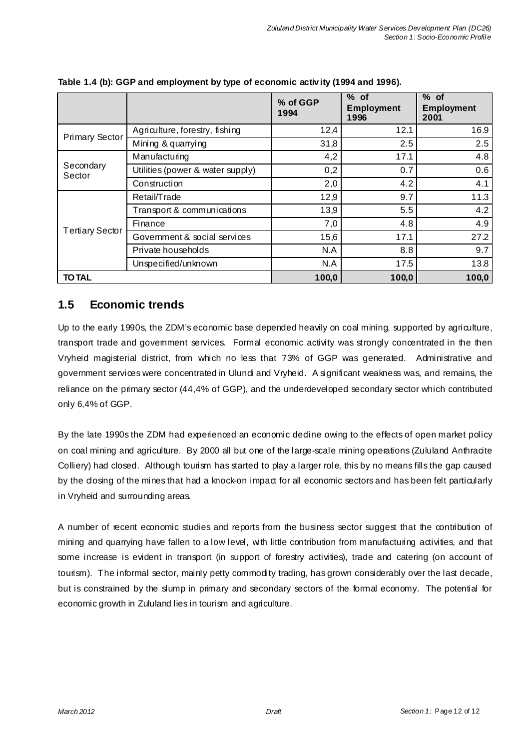**Table 1.4 (b): GGP and employment by type of economic activity (1994 and 1996).**

| | | % of GGP 1994 | % of Employment 1996 | % of Employment 2001 |
|---|---|---|---|---|
| Primary Sector | Agriculture, forestry, fishing | 12,4 | 12.1 | 16.9 |
| | Mining & quarrying | 31,8 | 2.5 | 2.5 |
| Secondary Sector | Manufacturing | 4,2 | 17.1 | 4.8 |
| | Utilities (power & water supply) | 0,2 | 0.7 | 0.6 |
| | Construction | 2,0 | 4.2 | 4.1 |
| Tertiary Sector | Retail/Trade | 12,9 | 9.7 | 11.3 |
| | Transport & communications | 13,9 | 5.5 | 4.2 |
| | Finance | 7,0 | 4.8 | 4.9 |
| | Government & social services | 15,6 | 17.1 | 27.2 |
| | Private households | N.A | 8.8 | 9.7 |
| | Unspecified/unknown | N.A | 17.5 | 13.8 |
| **TOTAL** | | **100,0** | **100,0** | **100,0** |

## 1.5 Economic trends

Up to the early 1990s, the ZDM's economic base depended heavily on coal mining, supported by agriculture, transport trade and government services. Formal economic activity was strongly concentrated in the then Vryheid magisterial district, from which no less that 73% of GGP was generated. Administrative and government services were concentrated in Ulundi and Vryheid. A significant weakness was, and remains, the reliance on the primary sector (44,4% of GGP), and the underdeveloped secondary sector which contributed only 6,4% of GGP.

By the late 1990s the ZDM had experienced an economic decline owing to the effects of open market policy on coal mining and agriculture. By 2000 all but one of the large-scale mining operations (Zululand Anthracite Colliery) had closed. Although tourism has started to play a larger role, this by no means fills the gap caused by the closing of the mines that had a knock-on impact for all economic sectors and has been felt particularly in Vryheid and surrounding areas.

A number of recent economic studies and reports from the business sector suggest that the contribution of mining and quarrying have fallen to a low level, with little contribution from manufacturing activities, and that some increase is evident in transport (in support of forestry activities), trade and catering (on account of tourism). The informal sector, mainly petty commodity trading, has grown considerably over the last decade, but is constrained by the slump in primary and secondary sectors of the formal economy. The potential for economic growth in Zululand lies in tourism and agriculture.